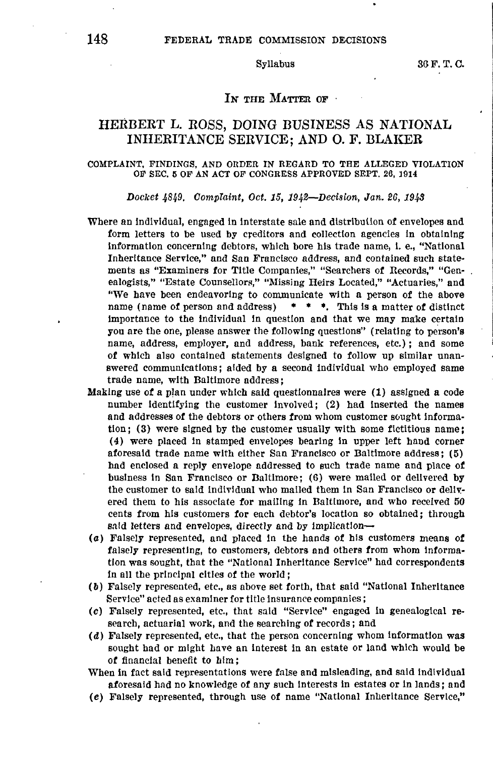Syllabus

IN THE MATTER OF

# HERBERT L. ROSS, DOING BUSINESS AS NATIONAL INHERITANCE SERVICE; AND O. F. BLAKER

COMPLAINT, FINDINGS, AND ORDER IN REGARD TO THE ALLEGED VIOLATION OF SEC. 5 OF AN ACT OF CONGRESS APPROVED SEPT. 26, 1914

*Docket 4849. Complaint, Oct. 15, 1942—Decision, Jan. 26, 1943*

Where an individual, engaged in interstate sale and distribution of envelopes and form letters to be used by creditors and collection agencies in obtaining information concerning debtors, which bore his trade name, i. e., "National Inheritance Service," and San Francisco address, and contained such statements as "Examiners for Title Companies," "Searchers of Records," "Genealogists," "Estate Counsellors," "Missing Heirs Located," "Actuaries," and "We have been endeavoring to communicate with a person of the above name (name of person and address) * * *. This is a matter of distinct importance to the individual in question and that we may make certain you are the one, please answer the following questions" (relating to person's name, address, employer, and address, bank references, etc.); and some of which also contained statements designed to follow up similar unanswered communications; aided by a second individual who employed same trade name, with Baltimore address;

Making use of a plan under which said questionnaires were (1) assigned a code number identifying the customer involved; (2) had inserted the names and addresses of the debtors or others from whom customer sought information; (3) were signed by the customer usually with some fictitious name; (4) were placed in stamped envelopes bearing in upper left hand corner aforesaid trade name with either San Francisco or Baltimore address; (5) had enclosed a reply envelope addressed to such trade name and place of business in San Francisco or Baltimore; (6) were mailed or delivered by the customer to said individual who mailed them in San Francisco or delivered them to his associate for mailing in Baltimore, and who received 50 cents from his customers for each debtor's location so obtained; through said letters and envelopes, directly and by implication—

(*a*) Falsely represented, and placed in the hands of his customers means of falsely representing, to customers, debtors and others from whom information was sought, that the "National Inheritance Service" had correspondents in all the principal cities of the world;

(*b*) Falsely represented, etc., as above set forth, that said "National Inheritance Service" acted as examiner for title insurance companies;

(*c*) Falsely represented, etc., that said "Service" engaged in genealogical research, actuarial work, and the searching of records; and

(*d*) Falsely represented, etc., that the person concerning whom information was sought had or might have an interest in an estate or land which would be of financial benefit to him;

When in fact said representations were false and misleading, and said individual aforesaid had no knowledge of any such interests in estates or in lands; and

(*e*) Falsely represented, through use of name "National Inheritance Service,"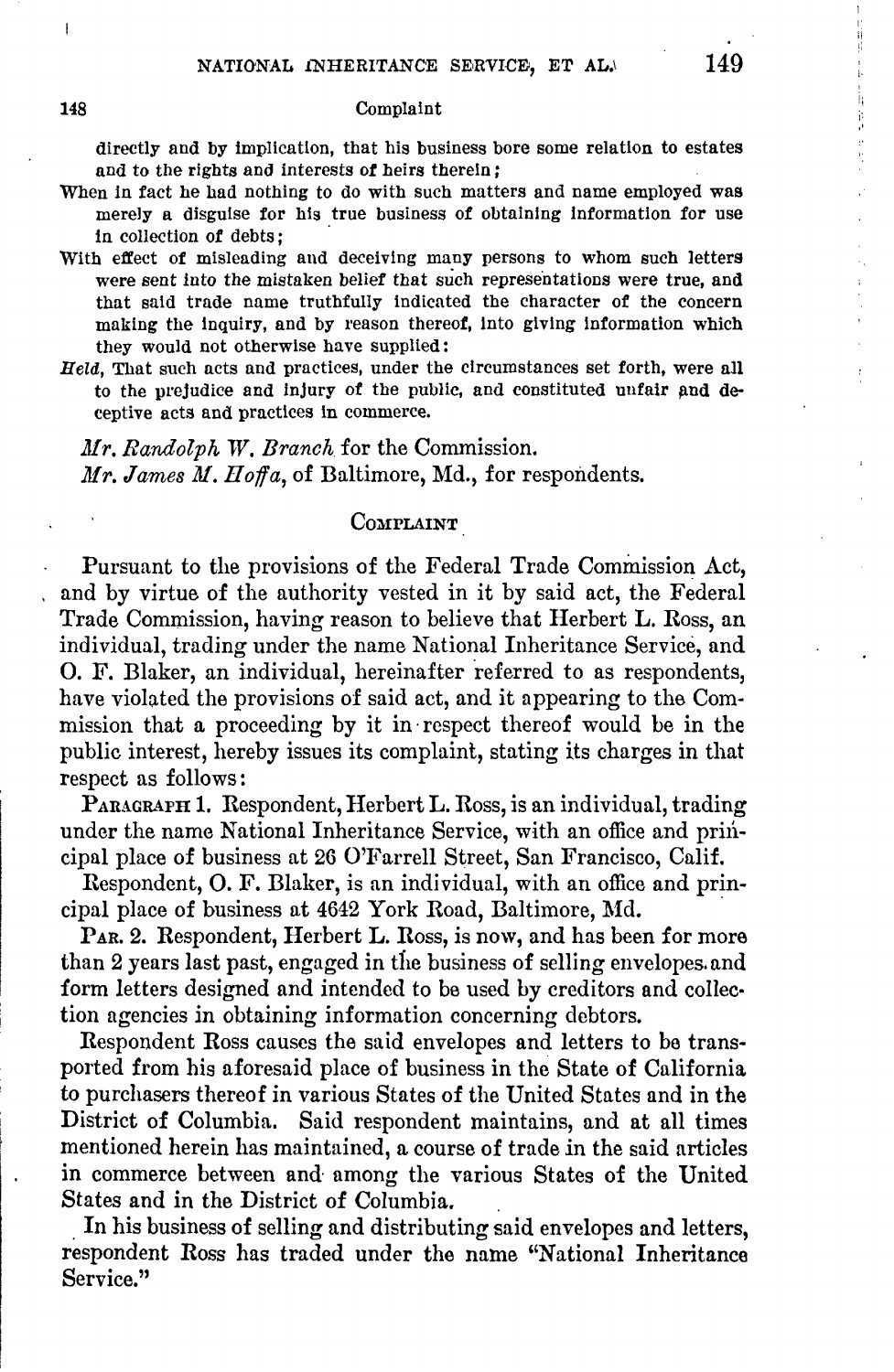directly and by implication, that his business bore some relation to estates and to the rights and interests of heirs therein;

When in fact he had nothing to do with such matters and name employed was merely a disguise for his true business of obtaining information for use in collection of debts;

With effect of misleading and deceiving many persons to whom such letters were sent into the mistaken belief that such representations were true, and that said trade name truthfully indicated the character of the concern making the inquiry, and by reason thereof, into giving information which they would not otherwise have supplied:

*Held*, That such acts and practices, under the circumstances set forth, were all to the prejudice and injury of the public, and constituted unfair and deceptive acts and practices in commerce.

*Mr. Randolph W. Branch* for the Commission.
*Mr. James M. Hoffa*, of Baltimore, Md., for respondents.

## Complaint

Pursuant to the provisions of the Federal Trade Commission Act, and by virtue of the authority vested in it by said act, the Federal Trade Commission, having reason to believe that Herbert L. Ross, an individual, trading under the name National Inheritance Service, and O. F. Blaker, an individual, hereinafter referred to as respondents, have violated the provisions of said act, and it appearing to the Commission that a proceeding by it in respect thereof would be in the public interest, hereby issues its complaint, stating its charges in that respect as follows:

PARAGRAPH 1. Respondent, Herbert L. Ross, is an individual, trading under the name National Inheritance Service, with an office and principal place of business at 26 O'Farrell Street, San Francisco, Calif.

Respondent, O. F. Blaker, is an individual, with an office and principal place of business at 4642 York Road, Baltimore, Md.

PAR. 2. Respondent, Herbert L. Ross, is now, and has been for more than 2 years last past, engaged in the business of selling envelopes and form letters designed and intended to be used by creditors and collection agencies in obtaining information concerning debtors.

Respondent Ross causes the said envelopes and letters to be transported from his aforesaid place of business in the State of California to purchasers thereof in various States of the United States and in the District of Columbia. Said respondent maintains, and at all times mentioned herein has maintained, a course of trade in the said articles in commerce between and among the various States of the United States and in the District of Columbia.

In his business of selling and distributing said envelopes and letters, respondent Ross has traded under the name "National Inheritance Service."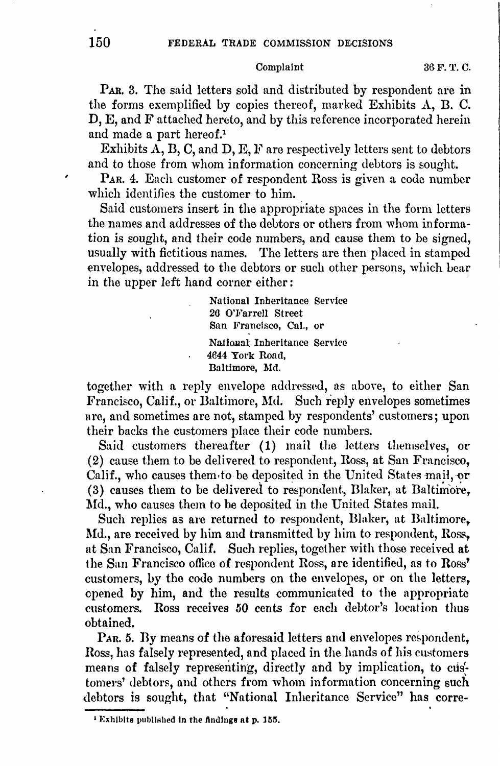Complaint

PAR. 3. The said letters sold and distributed by respondent are in the forms exemplified by copies thereof, marked Exhibits A, B. C. D, E, and F attached hereto, and by this reference incorporated herein and made a part hereof.[1]

Exhibits A, B, C, and D, E, F are respectively letters sent to debtors and to those from whom information concerning debtors is sought.

PAR. 4. Each customer of respondent Ross is given a code number which identifies the customer to him.

Said customers insert in the appropriate spaces in the form letters the names and addresses of the debtors or others from whom information is sought, and their code numbers, and cause them to be signed, usually with fictitious names. The letters are then placed in stamped envelopes, addressed to the debtors or such other persons, which bear in the upper left hand corner either:

> National Inheritance Service
> 20 O'Farrell Street
> San Francisco, Cal., or
>
> National Inheritance Service
> 4644 York Road,
> Baltimore, Md.

together with a reply envelope addressed, as above, to either San Francisco, Calif., or Baltimore, Md. Such reply envelopes sometimes are, and sometimes are not, stamped by respondents' customers; upon their backs the customers place their code numbers.

Said customers thereafter (1) mail the letters themselves, or (2) cause them to be delivered to respondent, Ross, at San Francisco, Calif., who causes them to be deposited in the United States mail, or (3) causes them to be delivered to respondent, Blaker, at Baltimore, Md., who causes them to be deposited in the United States mail.

Such replies as are returned to respondent, Blaker, at Baltimore, Md., are received by him and transmitted by him to respondent, Ross, at San Francisco, Calif. Such replies, together with those received at the San Francisco office of respondent Ross, are identified, as to Ross' customers, by the code numbers on the envelopes, or on the letters, opened by him, and the results communicated to the appropriate customers. Ross receives 50 cents for each debtor's location thus obtained.

PAR. 5. By means of the aforesaid letters and envelopes respondent, Ross, has falsely represented, and placed in the hands of his customers means of falsely representing, directly and by implication, to customers' debtors, and others from whom information concerning such debtors is sought, that "National Inheritance Service" has corre-

[1] Exhibits published in the findings at p. 155.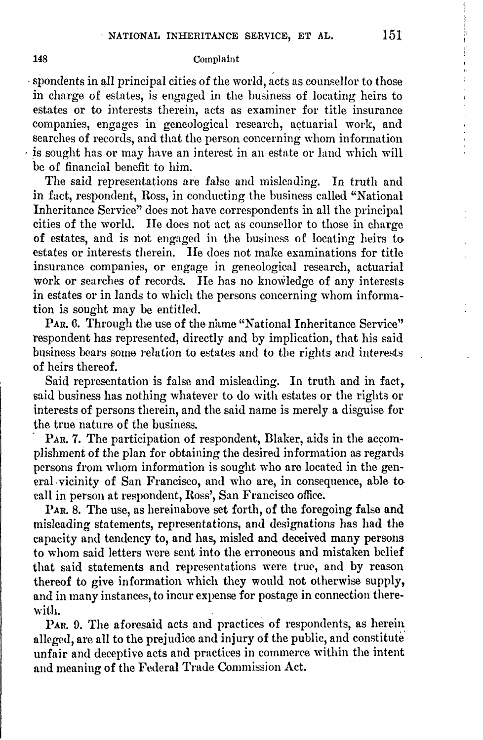spondents in all principal cities of the world, acts as counsellor to those in charge of estates, is engaged in the business of locating heirs to estates or to interests therein, acts as examiner for title insurance companies, engages in geneological research, actuarial work, and searches of records, and that the person concerning whom information is sought has or may have an interest in an estate or land which will be of financial benefit to him.

The said representations are false and misleading. In truth and in fact, respondent, Ross, in conducting the business called "National Inheritance Service" does not have correspondents in all the principal cities of the world. He does not act as counsellor to those in charge of estates, and is not engaged in the business of locating heirs to estates or interests therein. He does not make examinations for title insurance companies, or engage in geneological research, actuarial work or searches of records. He has no knowledge of any interests in estates or in lands to which the persons concerning whom information is sought may be entitled.

PAR. 6. Through the use of the name "National Inheritance Service" respondent has represented, directly and by implication, that his said business bears some relation to estates and to the rights and interests of heirs thereof.

Said representation is false and misleading. In truth and in fact, said business has nothing whatever to do with estates or the rights or interests of persons therein, and the said name is merely a disguise for the true nature of the business.

PAR. 7. The participation of respondent, Blaker, aids in the accomplishment of the plan for obtaining the desired information as regards persons from whom information is sought who are located in the general vicinity of San Francisco, and who are, in consequence, able to call in person at respondent, Ross', San Francisco office.

PAR. 8. The use, as hereinabove set forth, of the foregoing false and misleading statements, representations, and designations has had the capacity and tendency to, and has, misled and deceived many persons to whom said letters were sent into the erroneous and mistaken belief that said statements and representations were true, and by reason thereof to give information which they would not otherwise supply, and in many instances, to incur expense for postage in connection therewith.

PAR. 9. The aforesaid acts and practices of respondents, as herein alleged, are all to the prejudice and injury of the public, and constitute unfair and deceptive acts and practices in commerce within the intent and meaning of the Federal Trade Commission Act.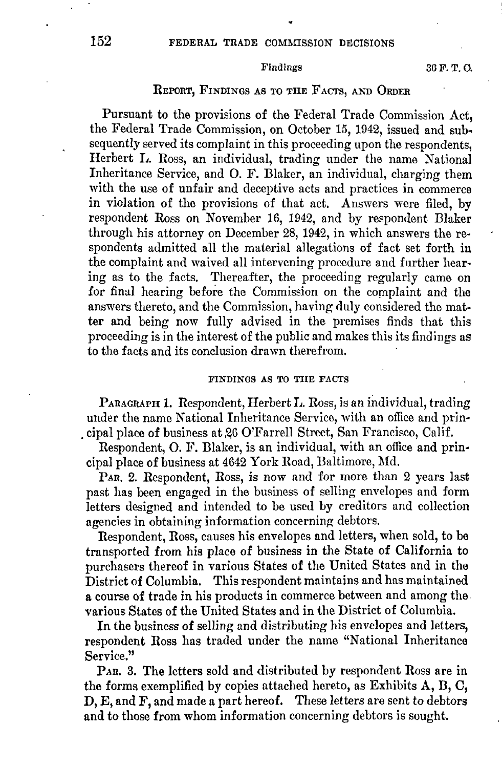## REPORT, FINDINGS AS TO THE FACTS, AND ORDER

Pursuant to the provisions of the Federal Trade Commission Act, the Federal Trade Commission, on October 15, 1942, issued and subsequently served its complaint in this proceeding upon the respondents, Herbert L. Ross, an individual, trading under the name National Inheritance Service, and O. F. Blaker, an individual, charging them with the use of unfair and deceptive acts and practices in commerce in violation of the provisions of that act. Answers were filed, by respondent Ross on November 16, 1942, and by respondent Blaker through his attorney on December 28, 1942, in which answers the respondents admitted all the material allegations of fact set forth in the complaint and waived all intervening procedure and further hearing as to the facts. Thereafter, the proceeding regularly came on for final hearing before the Commission on the complaint and the answers thereto, and the Commission, having duly considered the matter and being now fully advised in the premises finds that this proceeding is in the interest of the public and makes this its findings as to the facts and its conclusion drawn therefrom.

### FINDINGS AS TO THE FACTS

PARAGRAPH 1. Respondent, Herbert L. Ross, is an individual, trading under the name National Inheritance Service, with an office and principal place of business at 26 O'Farrell Street, San Francisco, Calif.

Respondent, O. F. Blaker, is an individual, with an office and principal place of business at 4642 York Road, Baltimore, Md.

PAR. 2. Respondent, Ross, is now and for more than 2 years last past has been engaged in the business of selling envelopes and form letters designed and intended to be used by creditors and collection agencies in obtaining information concerning debtors.

Respondent, Ross, causes his envelopes and letters, when sold, to be transported from his place of business in the State of California to purchasers thereof in various States of the United States and in the District of Columbia. This respondent maintains and has maintained a course of trade in his products in commerce between and among the various States of the United States and in the District of Columbia.

In the business of selling and distributing his envelopes and letters, respondent Ross has traded under the name "National Inheritance Service."

PAR. 3. The letters sold and distributed by respondent Ross are in the forms exemplified by copies attached hereto, as Exhibits A, B, C, D, E, and F, and made a part hereof. These letters are sent to debtors and to those from whom information concerning debtors is sought.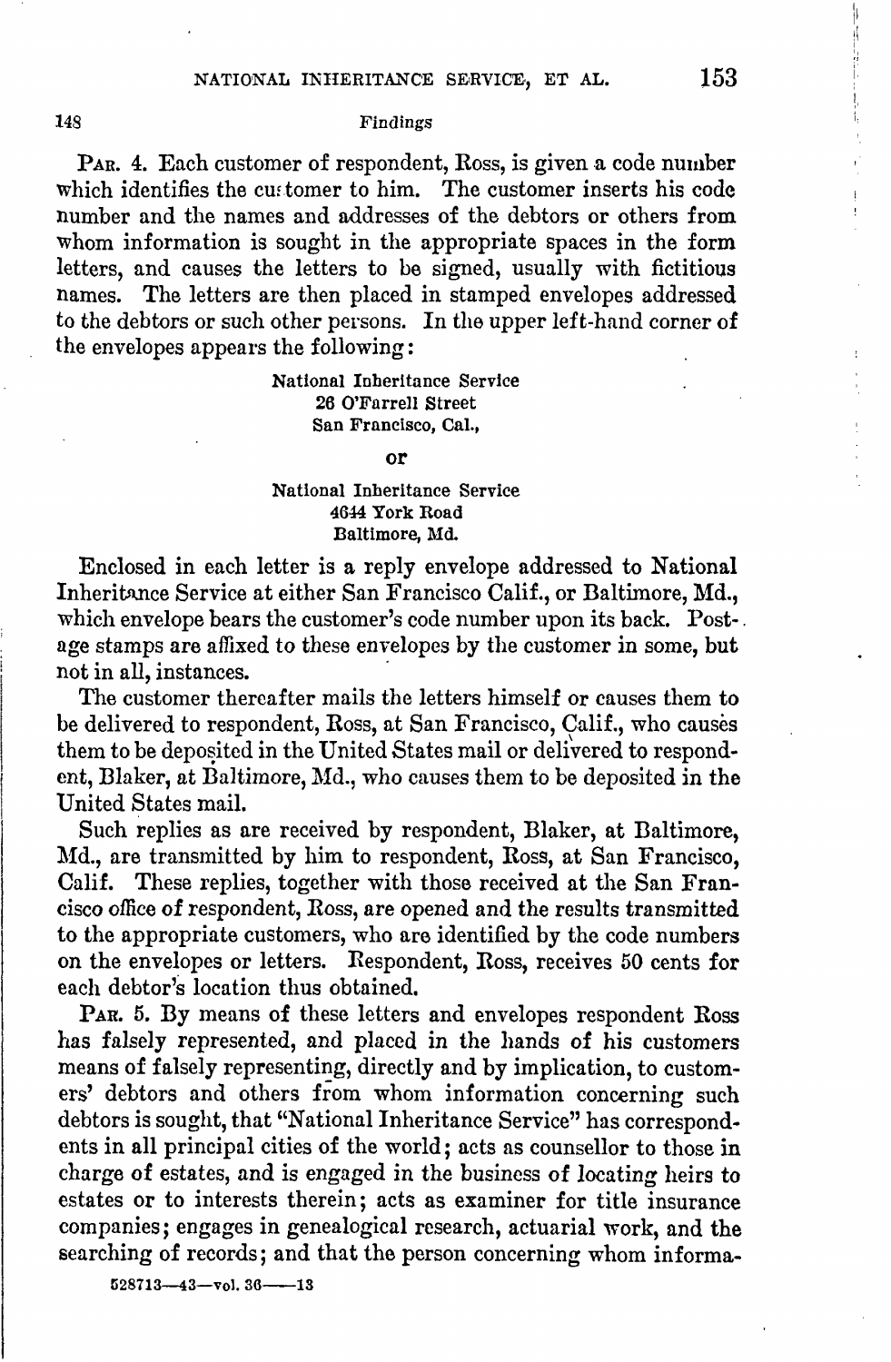PAR. 4. Each customer of respondent, Ross, is given a code number which identifies the customer to him. The customer inserts his code number and the names and addresses of the debtors or others from whom information is sought in the appropriate spaces in the form letters, and causes the letters to be signed, usually with fictitious names. The letters are then placed in stamped envelopes addressed to the debtors or such other persons. In the upper left-hand corner of the envelopes appears the following:

National Inheritance Service
26 O'Farrell Street
San Francisco, Cal.,

or

National Inheritance Service
4644 York Road
Baltimore, Md.

Enclosed in each letter is a reply envelope addressed to National Inheritance Service at either San Francisco Calif., or Baltimore, Md., which envelope bears the customer's code number upon its back. Postage stamps are affixed to these envelopes by the customer in some, but not in all, instances.

The customer thereafter mails the letters himself or causes them to be delivered to respondent, Ross, at San Francisco, Calif., who causes them to be deposited in the United States mail or delivered to respondent, Blaker, at Baltimore, Md., who causes them to be deposited in the United States mail.

Such replies as are received by respondent, Blaker, at Baltimore, Md., are transmitted by him to respondent, Ross, at San Francisco, Calif. These replies, together with those received at the San Francisco office of respondent, Ross, are opened and the results transmitted to the appropriate customers, who are identified by the code numbers on the envelopes or letters. Respondent, Ross, receives 50 cents for each debtor's location thus obtained.

PAR. 5. By means of these letters and envelopes respondent Ross has falsely represented, and placed in the hands of his customers means of falsely representing, directly and by implication, to customers' debtors and others from whom information concerning such debtors is sought, that "National Inheritance Service" has correspondents in all principal cities of the world; acts as counsellor to those in charge of estates, and is engaged in the business of locating heirs to estates or to interests therein; acts as examiner for title insurance companies; engages in genealogical research, actuarial work, and the searching of records; and that the person concerning whom informa-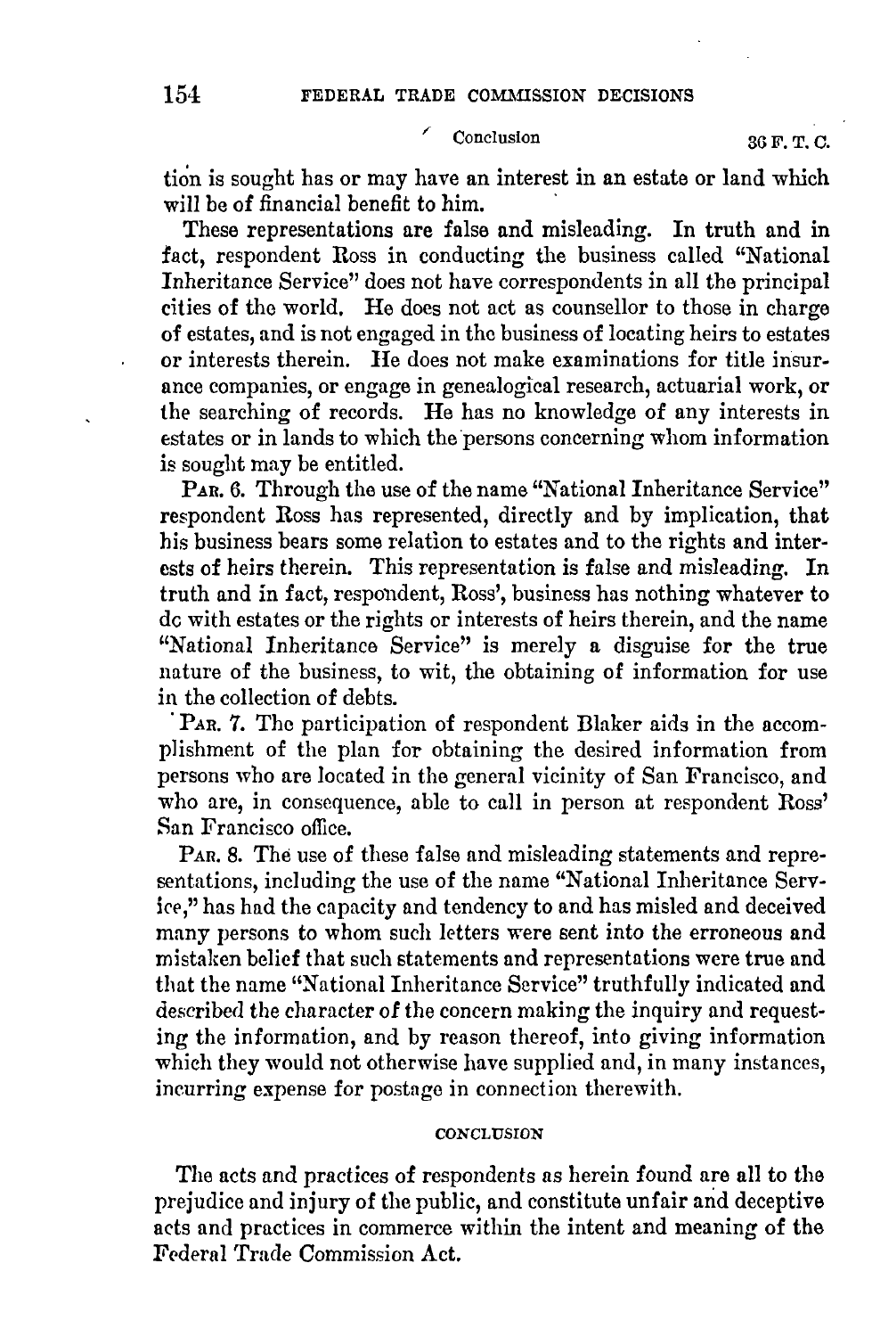tion is sought has or may have an interest in an estate or land which will be of financial benefit to him.

These representations are false and misleading. In truth and in fact, respondent Ross in conducting the business called "National Inheritance Service" does not have correspondents in all the principal cities of the world. He does not act as counsellor to those in charge of estates, and is not engaged in the business of locating heirs to estates or interests therein. He does not make examinations for title insurance companies, or engage in genealogical research, actuarial work, or the searching of records. He has no knowledge of any interests in estates or in lands to which the persons concerning whom information is sought may be entitled.

PAR. 6. Through the use of the name "National Inheritance Service" respondent Ross has represented, directly and by implication, that his business bears some relation to estates and to the rights and interests of heirs therein. This representation is false and misleading. In truth and in fact, respondent, Ross', business has nothing whatever to do with estates or the rights or interests of heirs therein, and the name "National Inheritance Service" is merely a disguise for the true nature of the business, to wit, the obtaining of information for use in the collection of debts.

PAR. 7. The participation of respondent Blaker aids in the accomplishment of the plan for obtaining the desired information from persons who are located in the general vicinity of San Francisco, and who are, in consequence, able to call in person at respondent Ross' San Francisco office.

PAR. 8. The use of these false and misleading statements and representations, including the use of the name "National Inheritance Service," has had the capacity and tendency to and has misled and deceived many persons to whom such letters were sent into the erroneous and mistaken belief that such statements and representations were true and that the name "National Inheritance Service" truthfully indicated and described the character of the concern making the inquiry and requesting the information, and by reason thereof, into giving information which they would not otherwise have supplied and, in many instances, incurring expense for postage in connection therewith.

## CONCLUSION

The acts and practices of respondents as herein found are all to the prejudice and injury of the public, and constitute unfair and deceptive acts and practices in commerce within the intent and meaning of the Federal Trade Commission Act.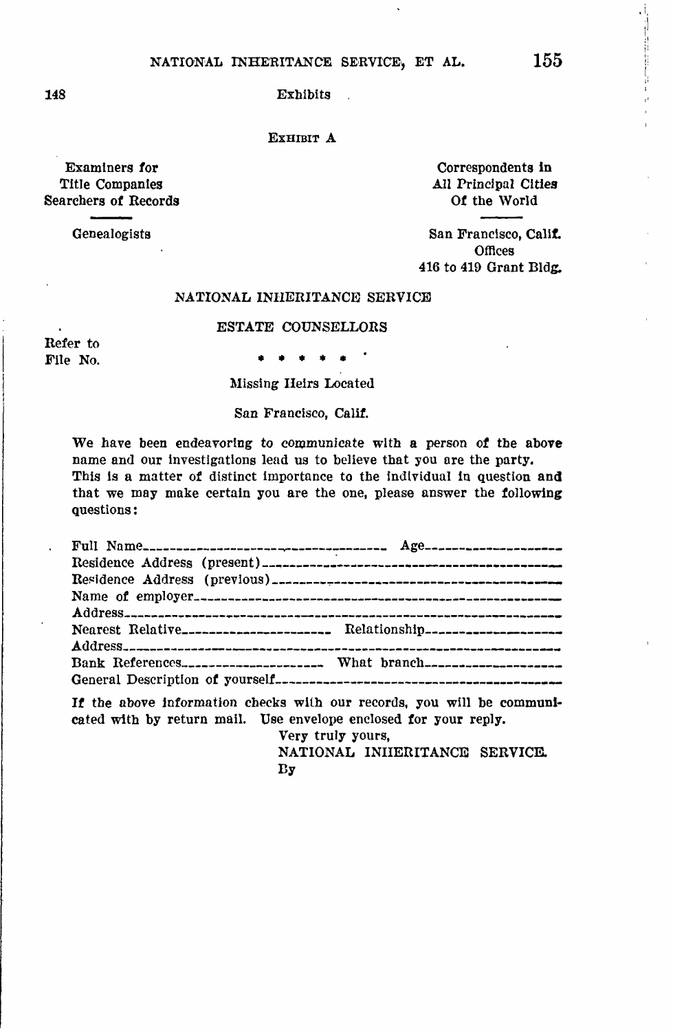Exhibits

EXHIBIT A

Examiners for
Title Companies
Searchers of Records

Genealogists

Correspondents in
All Principal Cities
Of the World

San Francisco, Calif.
Offices
416 to 419 Grant Bldg.

## NATIONAL INHERITANCE SERVICE

### ESTATE COUNSELLORS

Refer to
File No.

\* \* \* \* \*

Missing Heirs Located

San Francisco, Calif.

We have been endeavoring to communicate with a person of the above name and our investigations lead us to believe that you are the party. This is a matter of distinct importance to the individual in question and that we may make certain you are the one, please answer the following questions:

Full Name\_\_\_\_\_\_\_\_\_\_\_\_\_\_\_\_\_\_\_\_\_\_\_\_\_\_\_\_\_\_\_\_\_\_\_ Age\_\_\_\_\_\_\_\_\_\_\_\_\_\_\_\_\_\_
Residence Address (present)\_\_\_\_\_\_\_\_\_\_\_\_\_\_\_\_\_\_\_\_\_\_\_\_\_\_\_\_\_\_\_\_\_\_\_\_\_\_\_\_
Residence Address (previous)\_\_\_\_\_\_\_\_\_\_\_\_\_\_\_\_\_\_\_\_\_\_\_\_\_\_\_\_\_\_\_\_\_\_\_\_\_\_\_
Name of employer\_\_\_\_\_\_\_\_\_\_\_\_\_\_\_\_\_\_\_\_\_\_\_\_\_\_\_\_\_\_\_\_\_\_\_\_\_\_\_\_\_\_\_\_\_\_\_\_\_\_
Address\_\_\_\_\_\_\_\_\_\_\_\_\_\_\_\_\_\_\_\_\_\_\_\_\_\_\_\_\_\_\_\_\_\_\_\_\_\_\_\_\_\_\_\_\_\_\_\_\_\_\_\_\_\_\_\_\_\_\_\_
Nearest Relative\_\_\_\_\_\_\_\_\_\_\_\_\_\_\_\_\_\_\_\_\_ Relationship\_\_\_\_\_\_\_\_\_\_\_\_\_\_\_\_\_\_\_
Address\_\_\_\_\_\_\_\_\_\_\_\_\_\_\_\_\_\_\_\_\_\_\_\_\_\_\_\_\_\_\_\_\_\_\_\_\_\_\_\_\_\_\_\_\_\_\_\_\_\_\_\_\_\_\_\_\_\_\_\_
Bank References\_\_\_\_\_\_\_\_\_\_\_\_\_\_\_\_\_\_\_\_ What branch\_\_\_\_\_\_\_\_\_\_\_\_\_\_\_\_\_\_\_
General Description of yourself\_\_\_\_\_\_\_\_\_\_\_\_\_\_\_\_\_\_\_\_\_\_\_\_\_\_\_\_\_\_\_\_\_\_\_\_\_\_\_

If the above information checks with our records, you will be communicated with by return mail. Use envelope enclosed for your reply.

Very truly yours,
NATIONAL INHERITANCE SERVICE.
By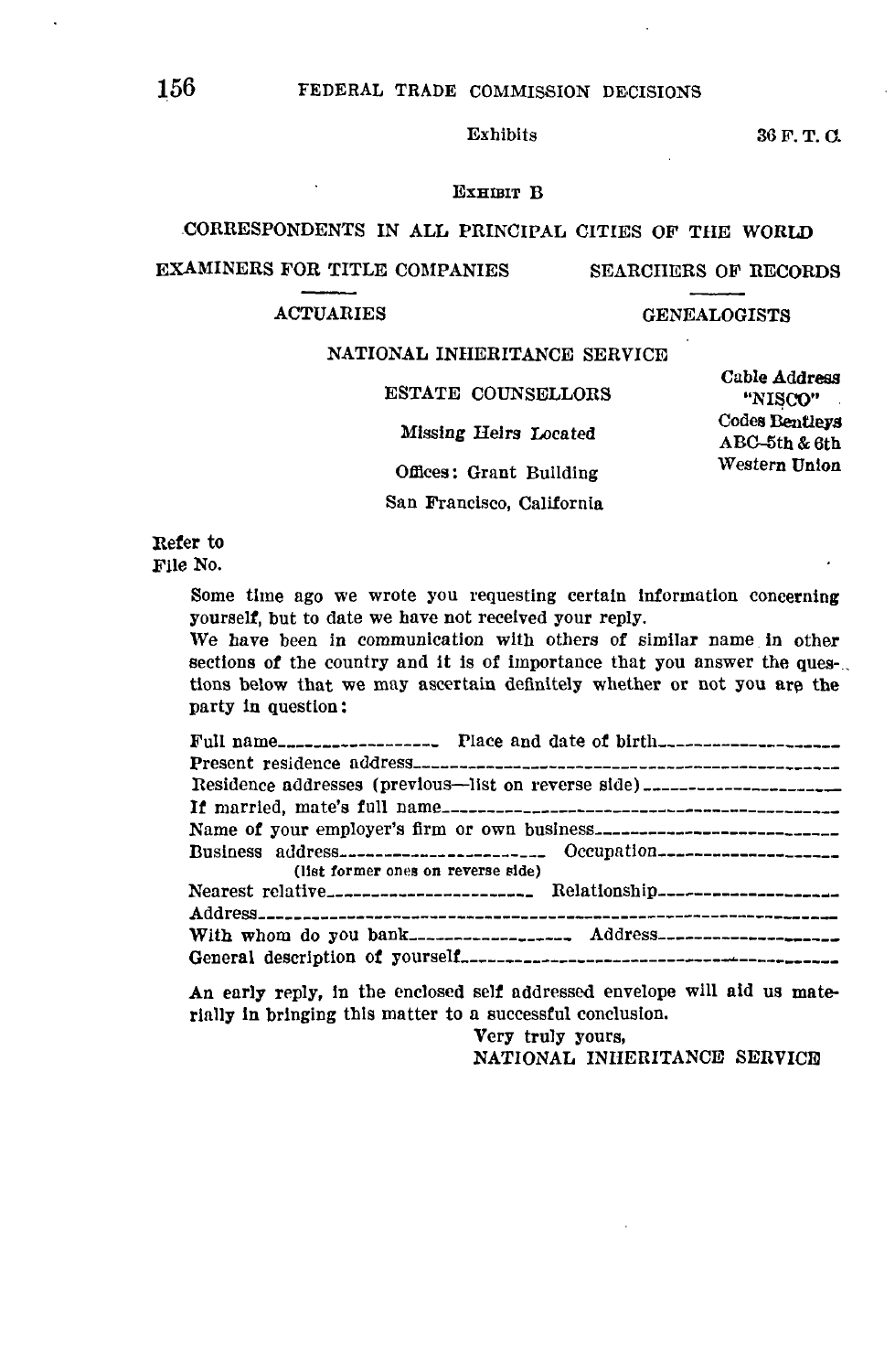Exhibits

## EXHIBIT B

CORRESPONDENTS IN ALL PRINCIPAL CITIES OF THE WORLD

EXAMINERS FOR TITLE COMPANIES — SEARCHERS OF RECORDS

ACTUARIES — GENEALOGISTS

### NATIONAL INHERITANCE SERVICE

ESTATE COUNSELLORS

Missing Heirs Located

Offices: Grant Building

San Francisco, California

Cable Address "NISCO"
Codes Bentleys
ABC–5th & 6th
Western Union

Refer to
File No.

Some time ago we wrote you requesting certain information concerning yourself, but to date we have not received your reply.

We have been in communication with others of similar name in other sections of the country and it is of importance that you answer the questions below that we may ascertain definitely whether or not you are the party in question:

Full name________________ Place and date of birth__________________
Present residence address___________________________________________
Residence addresses (previous—list on reverse side)___________________
If married, mate's full name__________________________________________
Name of your employer's firm or own business__________________________
Business address______________________ Occupation__________________
(list former ones on reverse side)
Nearest relative______________________ Relationship__________________
Address____________________________________________________________
With whom do you bank_________________ Address______________________
General description of yourself______________________________________

An early reply, in the enclosed self addressed envelope will aid us materially in bringing this matter to a successful conclusion.

Very truly yours,
NATIONAL INHERITANCE SERVICE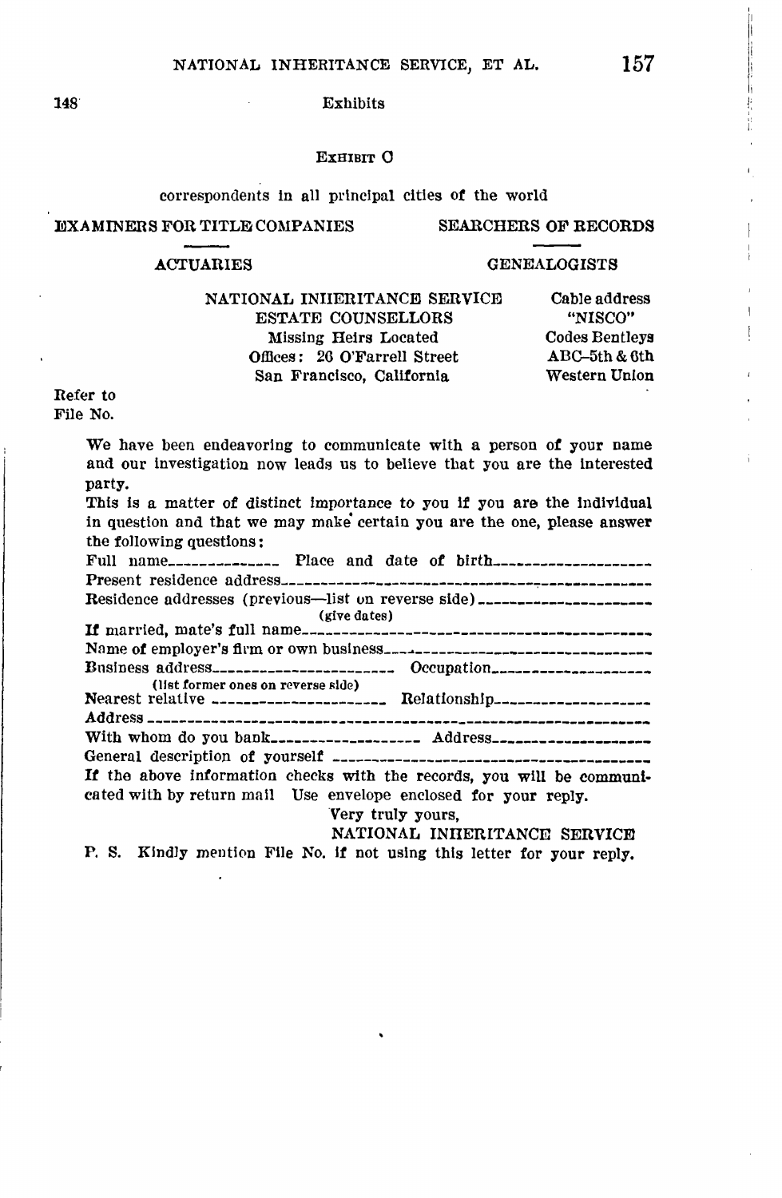Exhibits

EXHIBIT O

correspondents in all principal cities of the world

EXAMINERS FOR TITLE COMPANIES — SEARCHERS OF RECORDS

ACTUARIES — GENEALOGISTS

NATIONAL INHERITANCE SERVICE
ESTATE COUNSELLORS
Missing Heirs Located
Offices: 26 O'Farrell Street
San Francisco, California

Cable address
"NISCO"
Codes Bentleys
ABC–5th & 6th
Western Union

Refer to
File No.

We have been endeavoring to communicate with a person of your name and our investigation now leads us to believe that you are the interested party.

This is a matter of distinct importance to you if you are the individual in question and that we may make certain you are the one, please answer the following questions:

Full name______________ Place and date of birth____________________

Present residence address_________________________________________________

Residence addresses (previous—list on reverse side) (give dates)______________________

If married, mate's full name_____________________________________________

Name of employer's firm or own business_____________________________________

Business address (list former ones on reverse side)______________________ Occupation____________________

Nearest relative ______________________ Relationship____________________

Address ______________________________________________________________

With whom do you bank__________________ Address____________________

General description of yourself ___________________________________________

If the above information checks with the records, you will be communicated with by return mail Use envelope enclosed for your reply.

Very truly yours,
NATIONAL INHERITANCE SERVICE

P. S. Kindly mention File No. if not using this letter for your reply.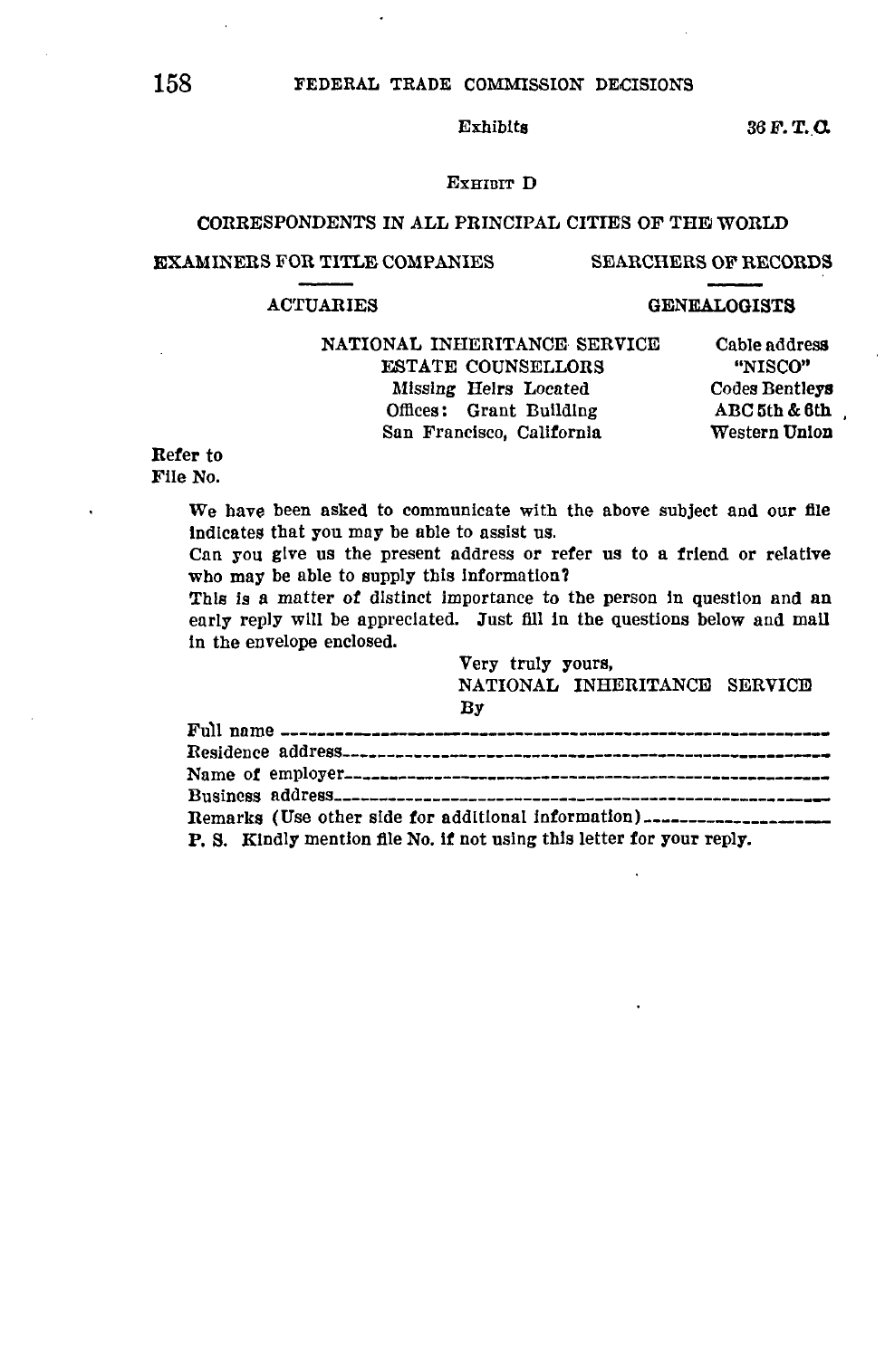Exhibits

EXHIBIT D

CORRESPONDENTS IN ALL PRINCIPAL CITIES OF THE WORLD

EXAMINERS FOR TITLE COMPANIES — SEARCHERS OF RECORDS

ACTUARIES — GENEALOGISTS

NATIONAL INHERITANCE SERVICE
ESTATE COUNSELLORS
Missing Heirs Located
Offices: Grant Building
San Francisco, California

Cable address
"NISCO"
Codes Bentleys
ABC 5th & 6th
Western Union

Refer to
File No.

We have been asked to communicate with the above subject and our file indicates that you may be able to assist us.

Can you give us the present address or refer us to a friend or relative who may be able to supply this information?

This is a matter of distinct importance to the person in question and an early reply will be appreciated. Just fill in the questions below and mail in the envelope enclosed.

Very truly yours,
NATIONAL INHERITANCE SERVICE
By

Full name ______________________________

Residence address ______________________________

Name of employer ______________________________

Business address ______________________________

Remarks (Use other side for additional information) ______________________________

**P. S. Kindly mention file No. if not using this letter for your reply.**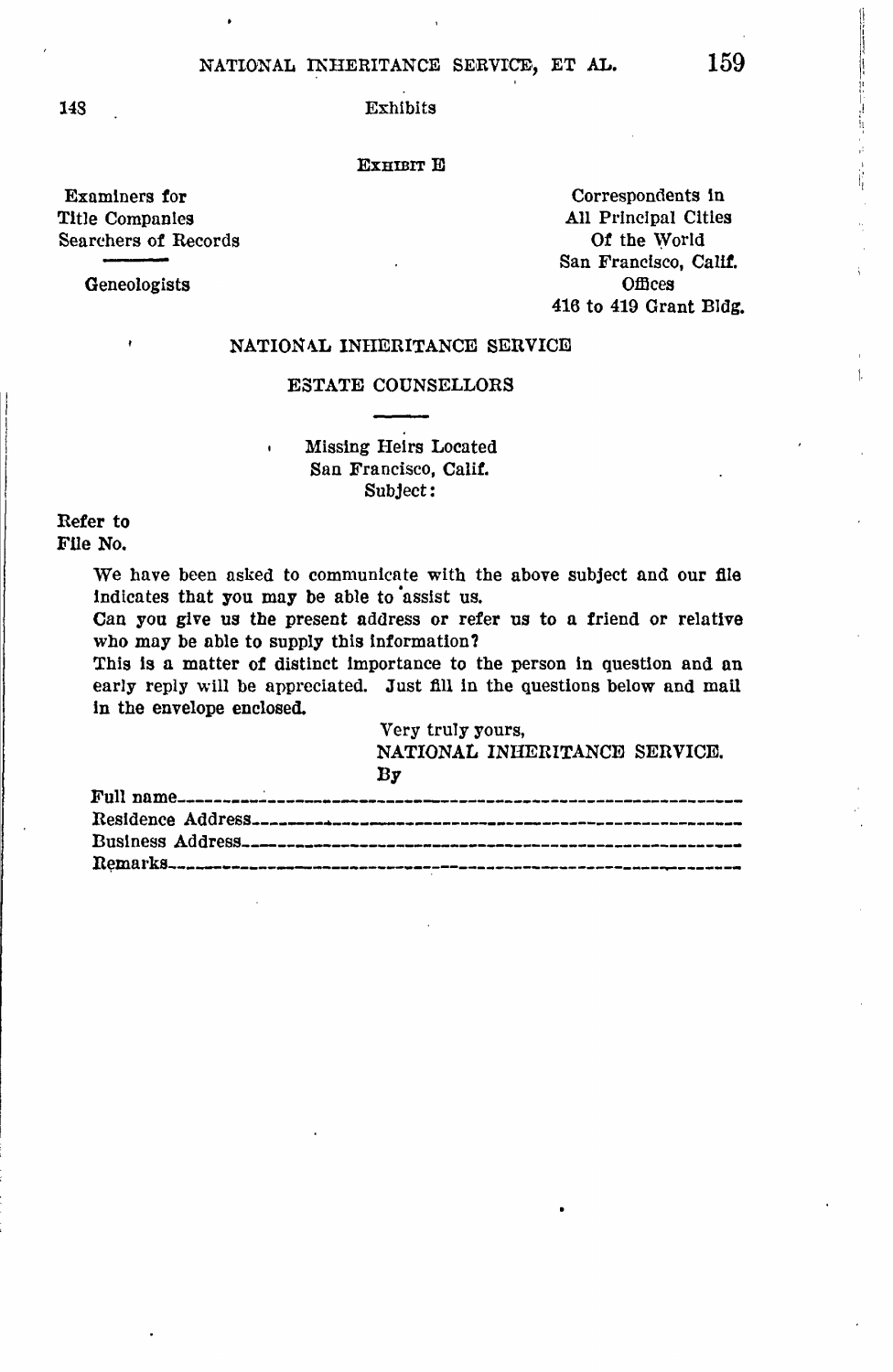148 Exhibits

EXHIBIT E

Examiners for
Title Companies
Searchers of Records

Geneologists

Correspondents in
All Principal Cities
Of the World
San Francisco, Calif.
Offices
416 to 419 Grant Bldg.

NATIONAL INHERITANCE SERVICE

ESTATE COUNSELLORS

Missing Heirs Located
San Francisco, Calif.
Subject:

Refer to
File No.

We have been asked to communicate with the above subject and our file indicates that you may be able to assist us.

Can you give us the present address or refer us to a friend or relative who may be able to supply this information?

This is a matter of distinct importance to the person in question and an early reply will be appreciated. Just fill in the questions below and mail in the envelope enclosed.

Very truly yours,
NATIONAL INHERITANCE SERVICE.
By

Full name\_\_\_\_\_\_\_\_\_\_\_\_\_\_\_\_\_\_\_\_\_\_\_\_\_\_\_\_\_\_\_\_\_\_\_\_\_\_\_\_\_\_\_\_\_\_\_\_
Residence Address\_\_\_\_\_\_\_\_\_\_\_\_\_\_\_\_\_\_\_\_\_\_\_\_\_\_\_\_\_\_\_\_\_\_\_\_\_\_\_\_
Business Address\_\_\_\_\_\_\_\_\_\_\_\_\_\_\_\_\_\_\_\_\_\_\_\_\_\_\_\_\_\_\_\_\_\_\_\_\_\_\_\_\_
Remarks\_\_\_\_\_\_\_\_\_\_\_\_\_\_\_\_\_\_\_\_\_\_\_\_\_\_\_\_\_\_\_\_\_\_\_\_\_\_\_\_\_\_\_\_\_\_\_\_\_\_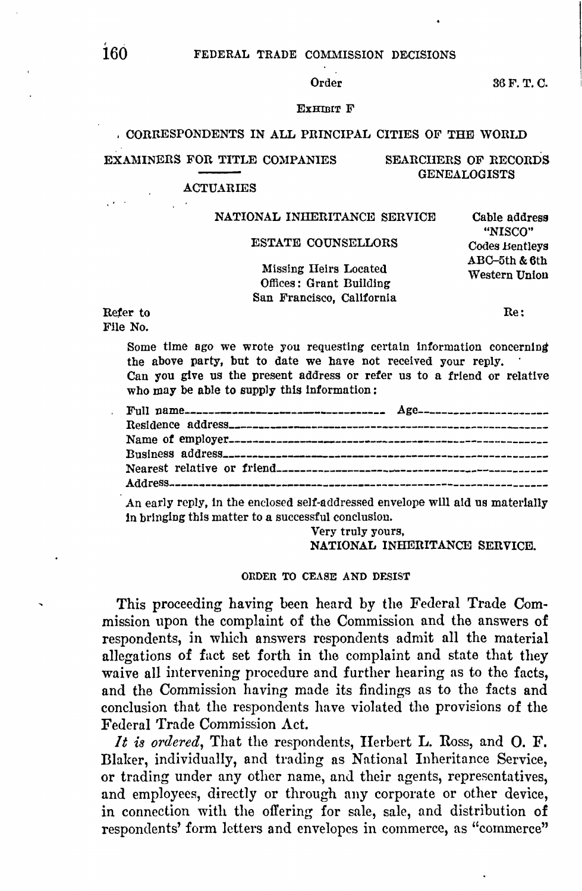Order

EXHIBIT F

CORRESPONDENTS IN ALL PRINCIPAL CITIES OF THE WORLD

EXAMINERS FOR TITLE COMPANIES — SEARCHERS OF RECORDS — GENEALOGISTS

ACTUARIES

NATIONAL INHERITANCE SERVICE

ESTATE COUNSELLORS

Missing Heirs Located
Offices: Grant Building
San Francisco, California

Cable address "NISCO"
Codes Bentleys
ABC–5th & 6th
Western Union

Refer to
File No.

Re:

Some time ago we wrote you requesting certain information concerning the above party, but to date we have not received your reply.
Can you give us the present address or refer us to a friend or relative who may be able to supply this information:

Full name________________________________ Age____________________
Residence address________________________________________________
Name of employer_________________________________________________
Business address__________________________________________________
Nearest relative or friend___________________________________________
Address__________________________________________________________

An early reply, in the enclosed self-addressed envelope will aid us materially in bringing this matter to a successful conclusion.

Very truly yours,
NATIONAL INHERITANCE SERVICE.

ORDER TO CEASE AND DESIST

This proceeding having been heard by the Federal Trade Commission upon the complaint of the Commission and the answers of respondents, in which answers respondents admit all the material allegations of fact set forth in the complaint and state that they waive all intervening procedure and further hearing as to the facts, and the Commission having made its findings as to the facts and conclusion that the respondents have violated the provisions of the Federal Trade Commission Act.

*It is ordered*, That the respondents, Herbert L. Ross, and O. F. Blaker, individually, and trading as National Inheritance Service, or trading under any other name, and their agents, representatives, and employees, directly or through any corporate or other device, in connection with the offering for sale, sale, and distribution of respondents' form letters and envelopes in commerce, as "commerce"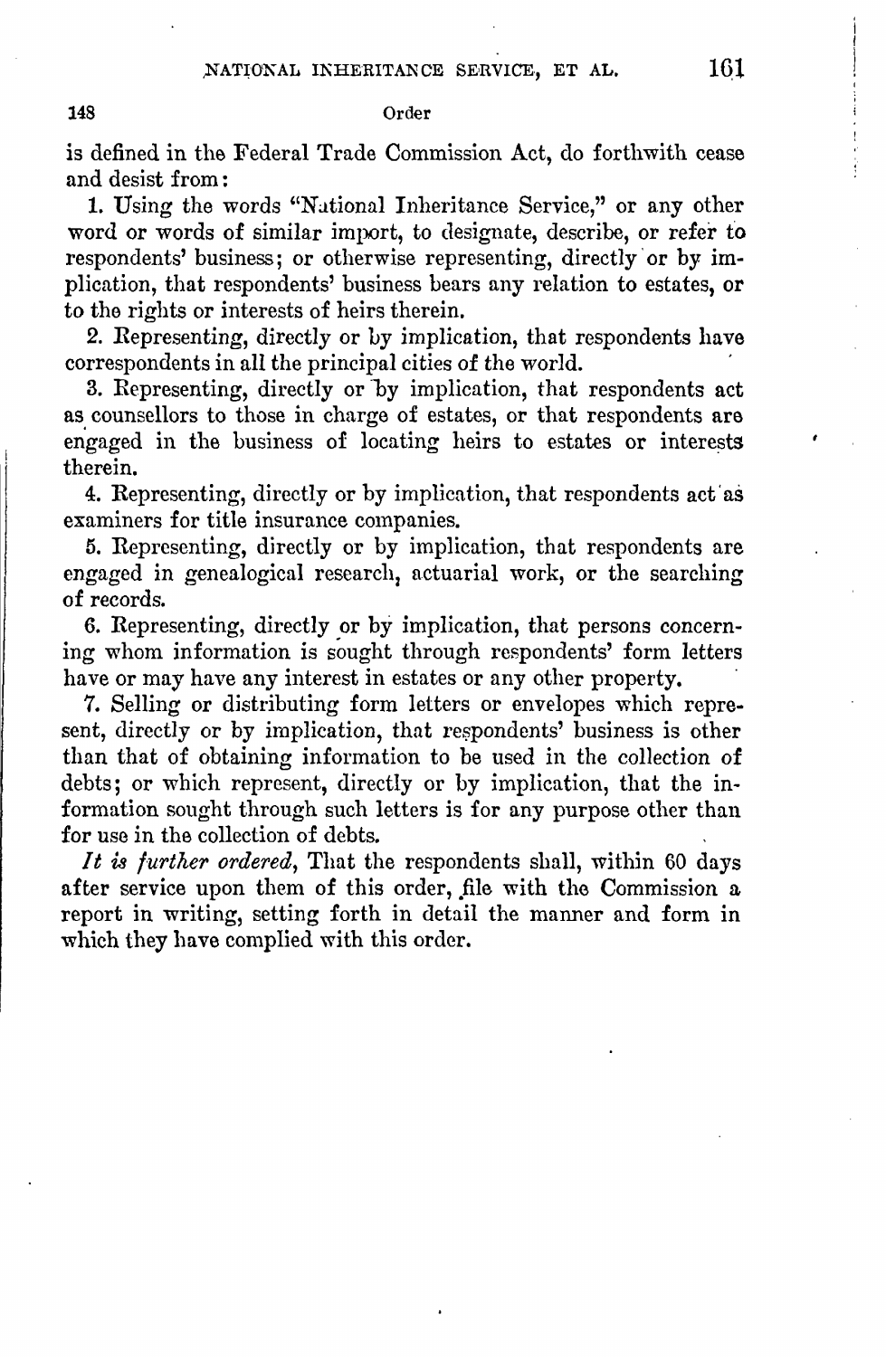is defined in the Federal Trade Commission Act, do forthwith cease and desist from:

1. Using the words "National Inheritance Service," or any other word or words of similar import, to designate, describe, or refer to respondents' business; or otherwise representing, directly or by implication, that respondents' business bears any relation to estates, or to the rights or interests of heirs therein.

2. Representing, directly or by implication, that respondents have correspondents in all the principal cities of the world.

3. Representing, directly or by implication, that respondents act as counsellors to those in charge of estates, or that respondents are engaged in the business of locating heirs to estates or interests therein.

4. Representing, directly or by implication, that respondents act as examiners for title insurance companies.

5. Representing, directly or by implication, that respondents are engaged in genealogical research, actuarial work, or the searching of records.

6. Representing, directly or by implication, that persons concerning whom information is sought through respondents' form letters have or may have any interest in estates or any other property.

7. Selling or distributing form letters or envelopes which represent, directly or by implication, that respondents' business is other than that of obtaining information to be used in the collection of debts; or which represent, directly or by implication, that the information sought through such letters is for any purpose other than for use in the collection of debts.

*It is further ordered*, That the respondents shall, within 60 days after service upon them of this order, file with the Commission a report in writing, setting forth in detail the manner and form in which they have complied with this order.